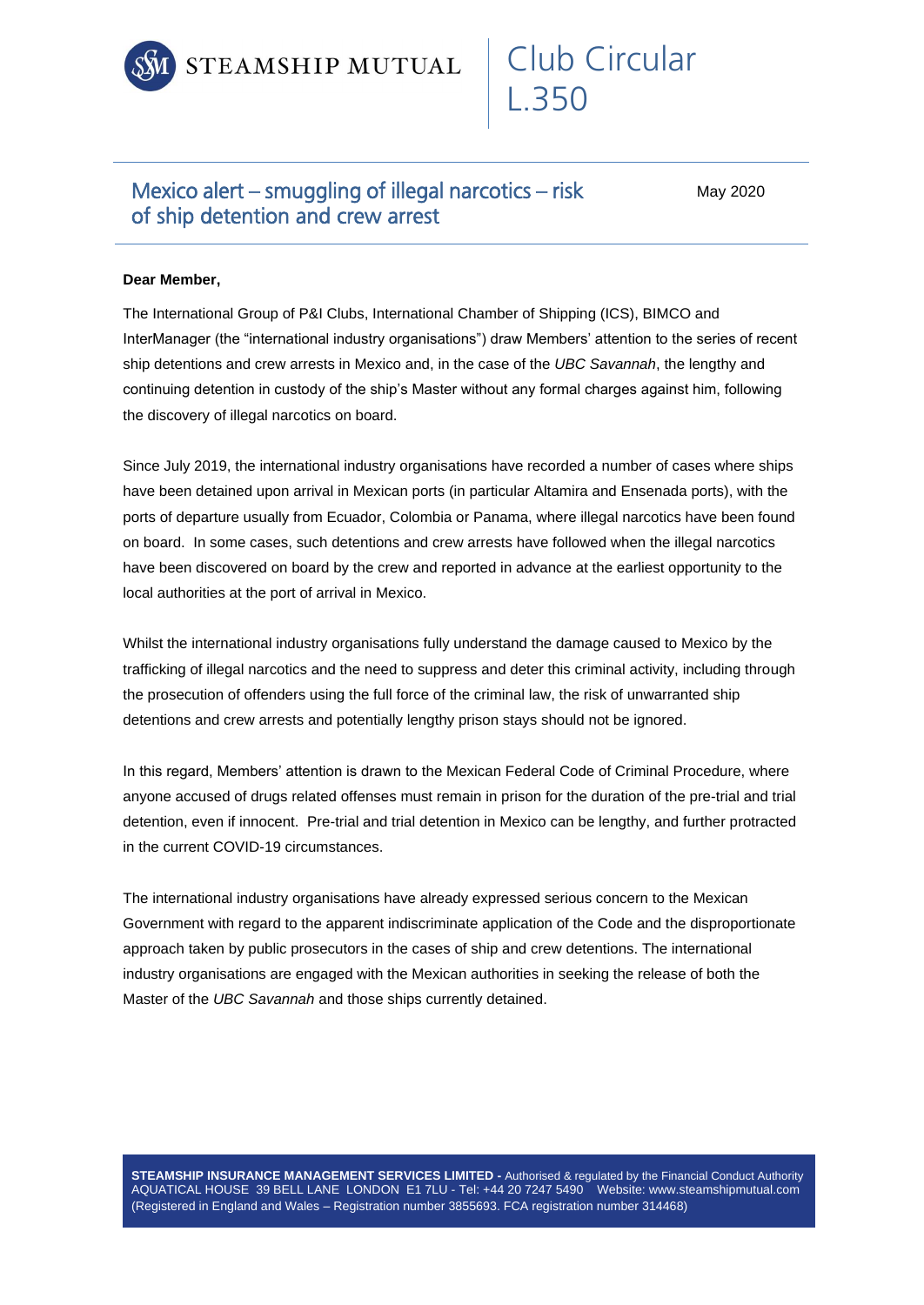STEAMSHIP MUTUAL

# Club Circular L.350

## Mexico alert – smuggling of illegal narcotics – risk of ship detention and crew arrest

May 2020

**Dear Member,**

The International Group of P&I Clubs, International Chamber of Shipping (ICS), BIMCO and InterManager (the "international industry organisations") draw Members' attention to the series of recent ship detentions and crew arrests in Mexico and, in the case of the *UBC Savannah*, the lengthy and continuing detention in custody of the ship's Master without any formal charges against him, following the discovery of illegal narcotics on board.

Since July 2019, the international industry organisations have recorded a number of cases where ships have been detained upon arrival in Mexican ports (in particular Altamira and Ensenada ports), with the ports of departure usually from Ecuador, Colombia or Panama, where illegal narcotics have been found on board. In some cases, such detentions and crew arrests have followed when the illegal narcotics have been discovered on board by the crew and reported in advance at the earliest opportunity to the local authorities at the port of arrival in Mexico.

Whilst the international industry organisations fully understand the damage caused to Mexico by the trafficking of illegal narcotics and the need to suppress and deter this criminal activity, including through the prosecution of offenders using the full force of the criminal law, the risk of unwarranted ship detentions and crew arrests and potentially lengthy prison stays should not be ignored.

In this regard, Members' attention is drawn to the Mexican Federal Code of Criminal Procedure, where anyone accused of drugs related offenses must remain in prison for the duration of the pre-trial and trial detention, even if innocent. Pre-trial and trial detention in Mexico can be lengthy, and further protracted in the current COVID-19 circumstances.

The international industry organisations have already expressed serious concern to the Mexican Government with regard to the apparent indiscriminate application of the Code and the disproportionate approach taken by public prosecutors in the cases of ship and crew detentions. The international industry organisations are engaged with the Mexican authorities in seeking the release of both the Master of the *UBC Savannah* and those ships currently detained.

**STEAMSHIP INSURANCE MANAGEMENT SERVICES LIMITED -** Authorised & regulated by the Financial Conduct Authority
AQUATICAL HOUSE 39 BELL LANE LONDON E1 7LU - Tel: +44 20 7247 5490 Website: www.steamshipmutual.com
(Registered in England and Wales – Registration number 3855693. FCA registration number 314468)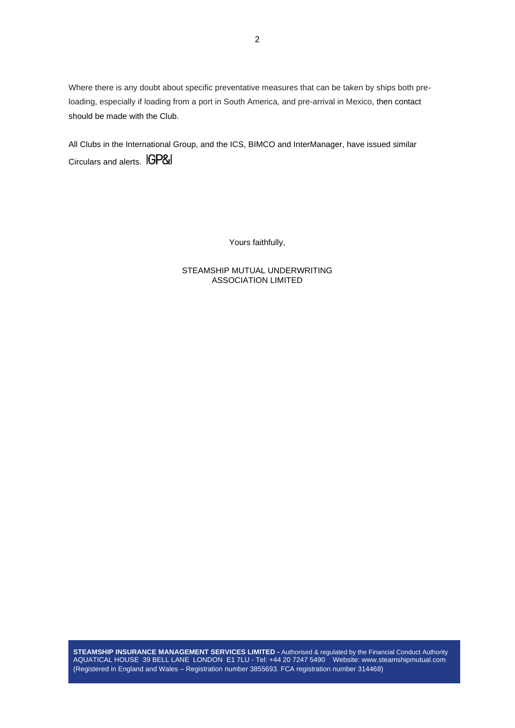Where there is any doubt about specific preventative measures that can be taken by ships both pre-loading, especially if loading from a port in South America, and pre-arrival in Mexico, then contact should be made with the Club.

All Clubs in the International Group, and the ICS, BIMCO and InterManager, have issued similar Circulars and alerts. IGP&I

Yours faithfully,

STEAMSHIP MUTUAL UNDERWRITING ASSOCIATION LIMITED

**STEAMSHIP INSURANCE MANAGEMENT SERVICES LIMITED -** Authorised & regulated by the Financial Conduct Authority
AQUATICAL HOUSE 39 BELL LANE LONDON E1 7LU - Tel: +44 20 7247 5490 Website: www.steamshipmutual.com
(Registered in England and Wales – Registration number 3855693. FCA registration number 314468)